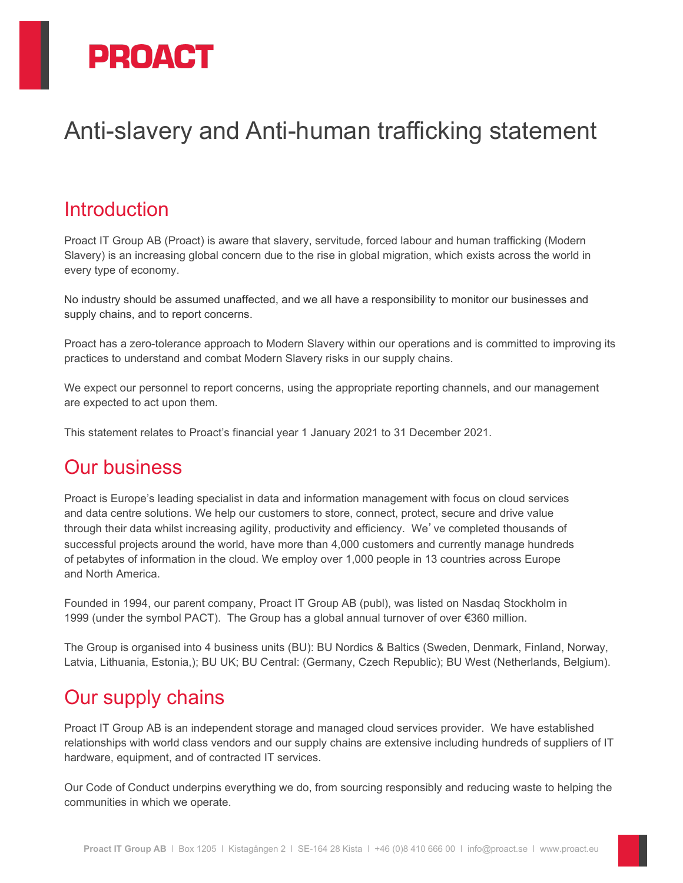# PROACT

# Anti-slavery and Anti-human trafficking statement

## Introduction

Proact IT Group AB (Proact) is aware that slavery, servitude, forced labour and human trafficking (Modern Slavery) is an increasing global concern due to the rise in global migration, which exists across the world in every type of economy.

No industry should be assumed unaffected, and we all have a responsibility to monitor our businesses and supply chains, and to report concerns.

Proact has a zero-tolerance approach to Modern Slavery within our operations and is committed to improving its practices to understand and combat Modern Slavery risks in our supply chains.

We expect our personnel to report concerns, using the appropriate reporting channels, and our management are expected to act upon them.

This statement relates to Proact's financial year 1 January 2021 to 31 December 2021.

## Our business

Proact is Europe's leading specialist in data and information management with focus on cloud services and data centre solutions. We help our customers to store, connect, protect, secure and drive value through their data whilst increasing agility, productivity and efficiency. We've completed thousands of successful projects around the world, have more than 4,000 customers and currently manage hundreds of petabytes of information in the cloud. We employ over 1,000 people in 13 countries across Europe and North America.

Founded in 1994, our parent company, Proact IT Group AB (publ), was listed on Nasdaq Stockholm in 1999 (under the symbol PACT). The Group has a global annual turnover of over €360 million.

The Group is organised into 4 business units (BU): BU Nordics & Baltics (Sweden, Denmark, Finland, Norway, Latvia, Lithuania, Estonia,); BU UK; BU Central: (Germany, Czech Republic); BU West (Netherlands, Belgium).

## Our supply chains

Proact IT Group AB is an independent storage and managed cloud services provider. We have established relationships with world class vendors and our supply chains are extensive including hundreds of suppliers of IT hardware, equipment, and of contracted IT services.

Our Code of Conduct underpins everything we do, from sourcing responsibly and reducing waste to helping the communities in which we operate.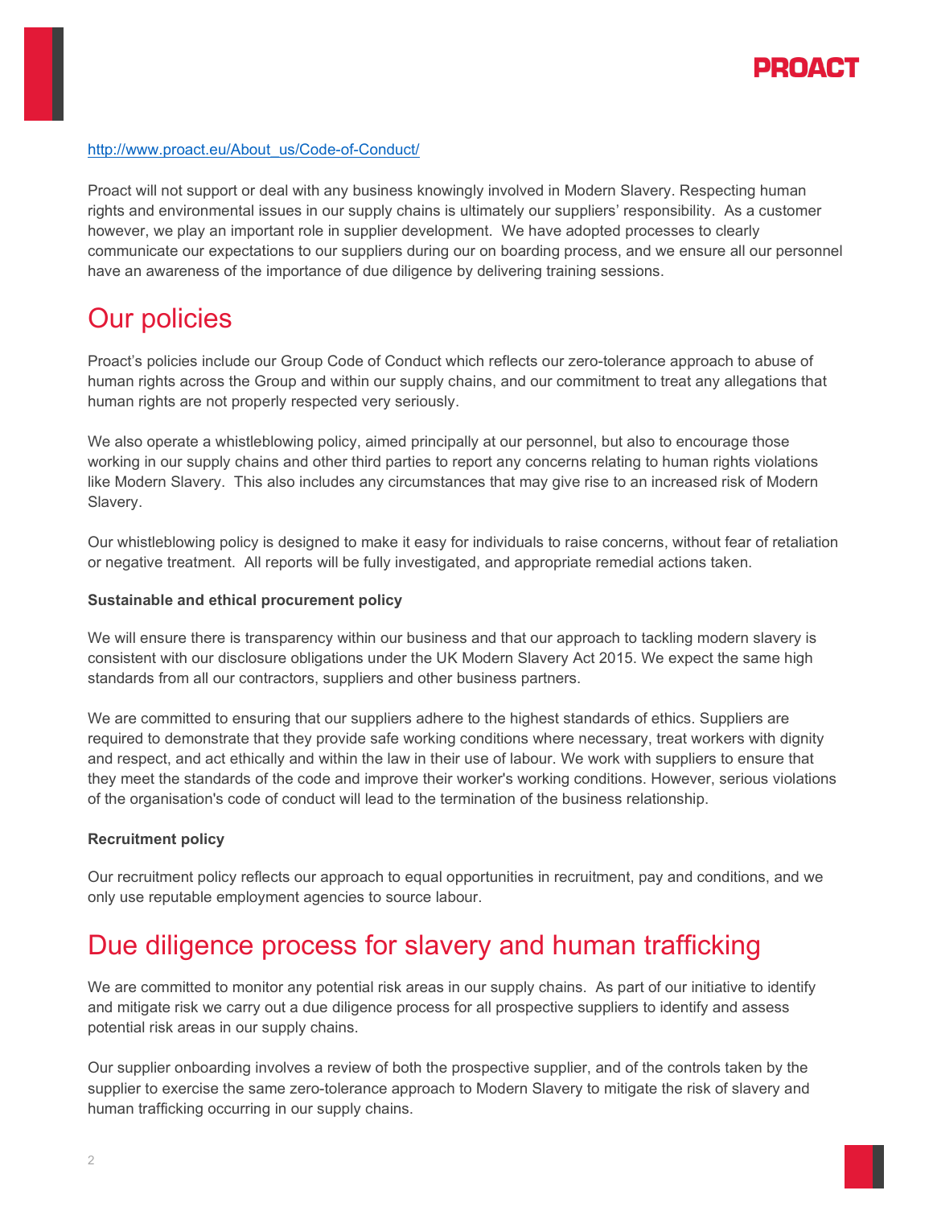http://www.proact.eu/About_us/Code-of-Conduct/

Proact will not support or deal with any business knowingly involved in Modern Slavery. Respecting human rights and environmental issues in our supply chains is ultimately our suppliers' responsibility. As a customer however, we play an important role in supplier development. We have adopted processes to clearly communicate our expectations to our suppliers during our on boarding process, and we ensure all our personnel have an awareness of the importance of due diligence by delivering training sessions.

## Our policies

Proact's policies include our Group Code of Conduct which reflects our zero-tolerance approach to abuse of human rights across the Group and within our supply chains, and our commitment to treat any allegations that human rights are not properly respected very seriously.

We also operate a whistleblowing policy, aimed principally at our personnel, but also to encourage those working in our supply chains and other third parties to report any concerns relating to human rights violations like Modern Slavery. This also includes any circumstances that may give rise to an increased risk of Modern Slavery.

Our whistleblowing policy is designed to make it easy for individuals to raise concerns, without fear of retaliation or negative treatment. All reports will be fully investigated, and appropriate remedial actions taken.

**Sustainable and ethical procurement policy**

We will ensure there is transparency within our business and that our approach to tackling modern slavery is consistent with our disclosure obligations under the UK Modern Slavery Act 2015. We expect the same high standards from all our contractors, suppliers and other business partners.

We are committed to ensuring that our suppliers adhere to the highest standards of ethics. Suppliers are required to demonstrate that they provide safe working conditions where necessary, treat workers with dignity and respect, and act ethically and within the law in their use of labour. We work with suppliers to ensure that they meet the standards of the code and improve their worker's working conditions. However, serious violations of the organisation's code of conduct will lead to the termination of the business relationship.

**Recruitment policy**

Our recruitment policy reflects our approach to equal opportunities in recruitment, pay and conditions, and we only use reputable employment agencies to source labour.

## Due diligence process for slavery and human trafficking

We are committed to monitor any potential risk areas in our supply chains. As part of our initiative to identify and mitigate risk we carry out a due diligence process for all prospective suppliers to identify and assess potential risk areas in our supply chains.

Our supplier onboarding involves a review of both the prospective supplier, and of the controls taken by the supplier to exercise the same zero-tolerance approach to Modern Slavery to mitigate the risk of slavery and human trafficking occurring in our supply chains.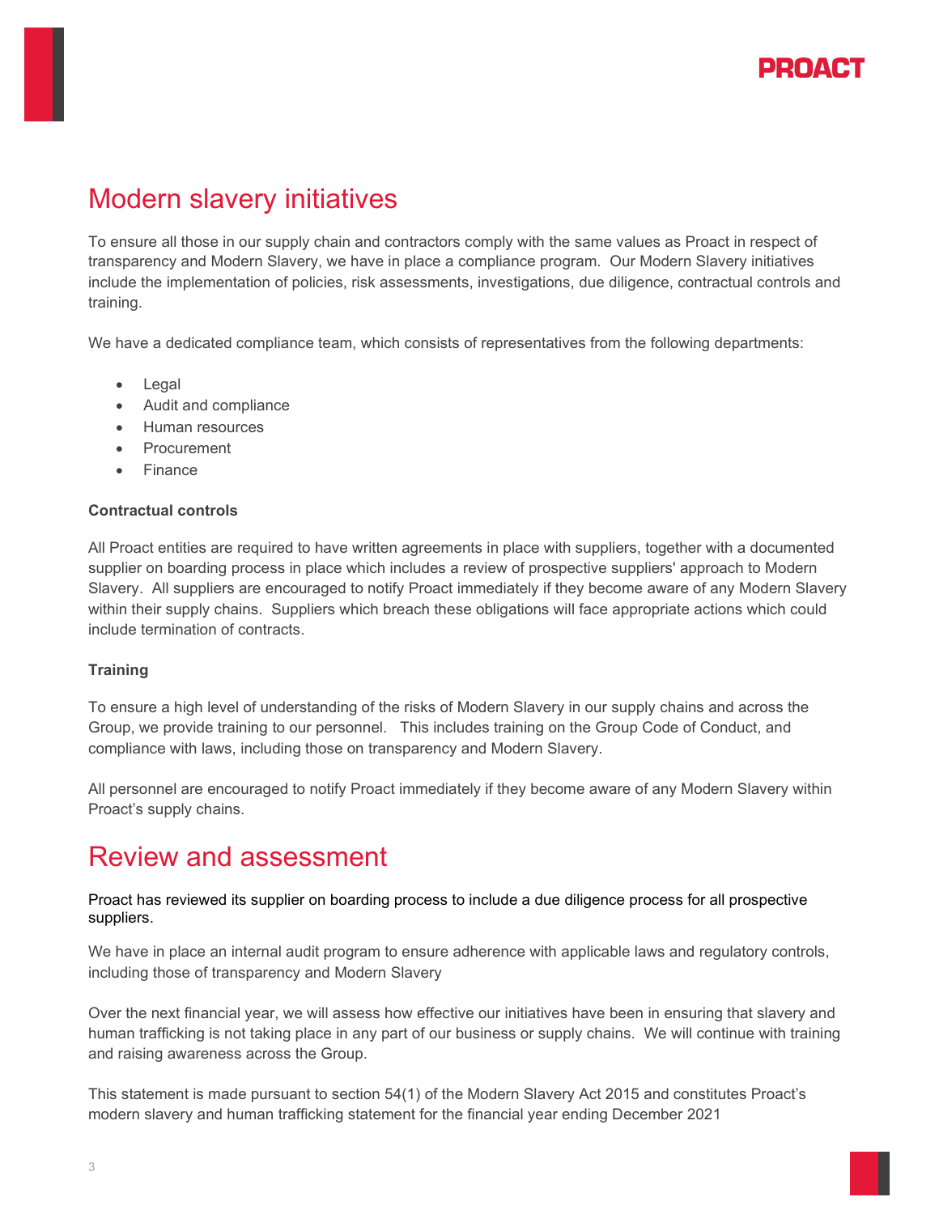# Modern slavery initiatives

To ensure all those in our supply chain and contractors comply with the same values as Proact in respect of transparency and Modern Slavery, we have in place a compliance program. Our Modern Slavery initiatives include the implementation of policies, risk assessments, investigations, due diligence, contractual controls and training.

We have a dedicated compliance team, which consists of representatives from the following departments:

- Legal
- Audit and compliance
- Human resources
- Procurement
- Finance

**Contractual controls**

All Proact entities are required to have written agreements in place with suppliers, together with a documented supplier on boarding process in place which includes a review of prospective suppliers' approach to Modern Slavery. All suppliers are encouraged to notify Proact immediately if they become aware of any Modern Slavery within their supply chains. Suppliers which breach these obligations will face appropriate actions which could include termination of contracts.

**Training**

To ensure a high level of understanding of the risks of Modern Slavery in our supply chains and across the Group, we provide training to our personnel. This includes training on the Group Code of Conduct, and compliance with laws, including those on transparency and Modern Slavery.

All personnel are encouraged to notify Proact immediately if they become aware of any Modern Slavery within Proact's supply chains.

# Review and assessment

Proact has reviewed its supplier on boarding process to include a due diligence process for all prospective suppliers.

We have in place an internal audit program to ensure adherence with applicable laws and regulatory controls, including those of transparency and Modern Slavery

Over the next financial year, we will assess how effective our initiatives have been in ensuring that slavery and human trafficking is not taking place in any part of our business or supply chains. We will continue with training and raising awareness across the Group.

This statement is made pursuant to section 54(1) of the Modern Slavery Act 2015 and constitutes Proact's modern slavery and human trafficking statement for the financial year ending December 2021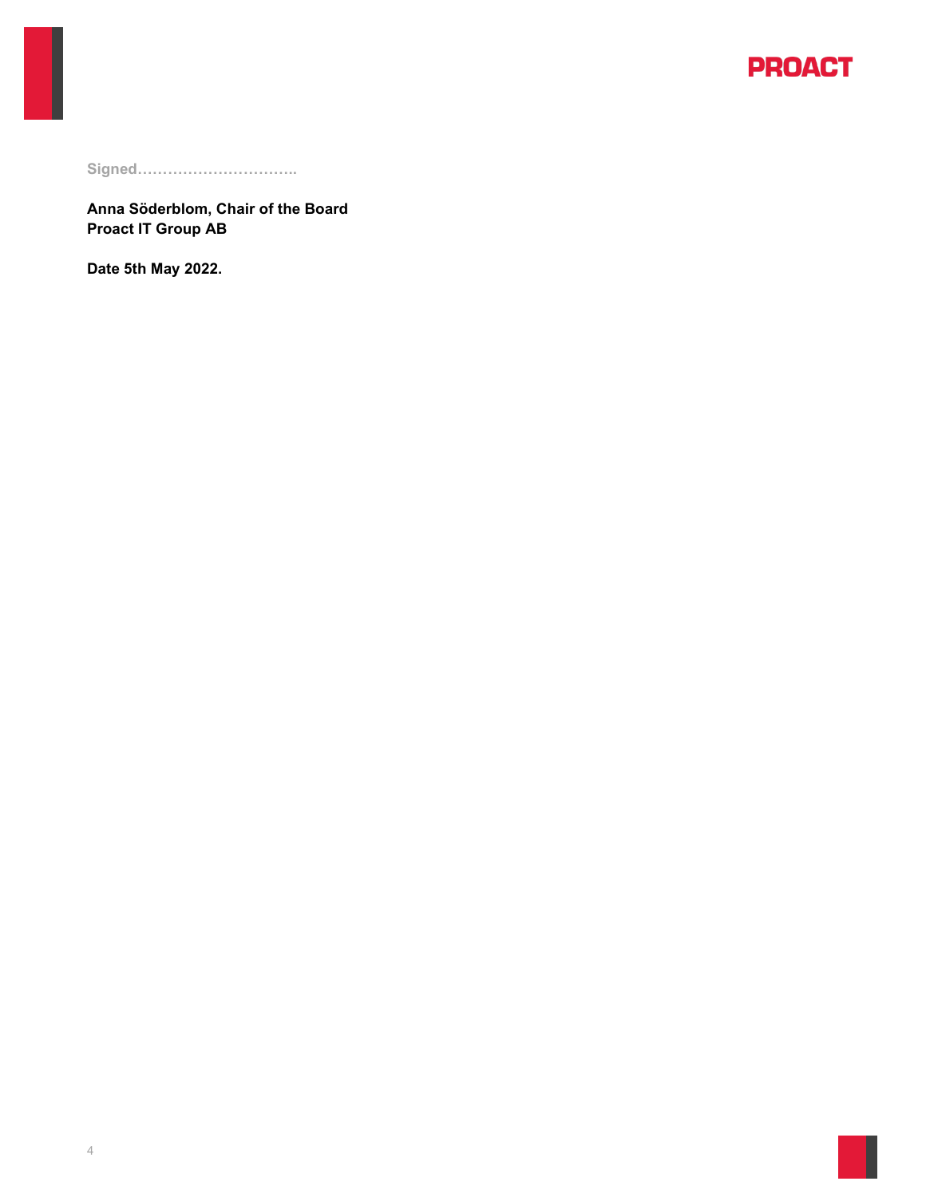Signed…………………………..

**Anna Söderblom, Chair of the Board**
**Proact IT Group AB**

**Date 5th May 2022.**